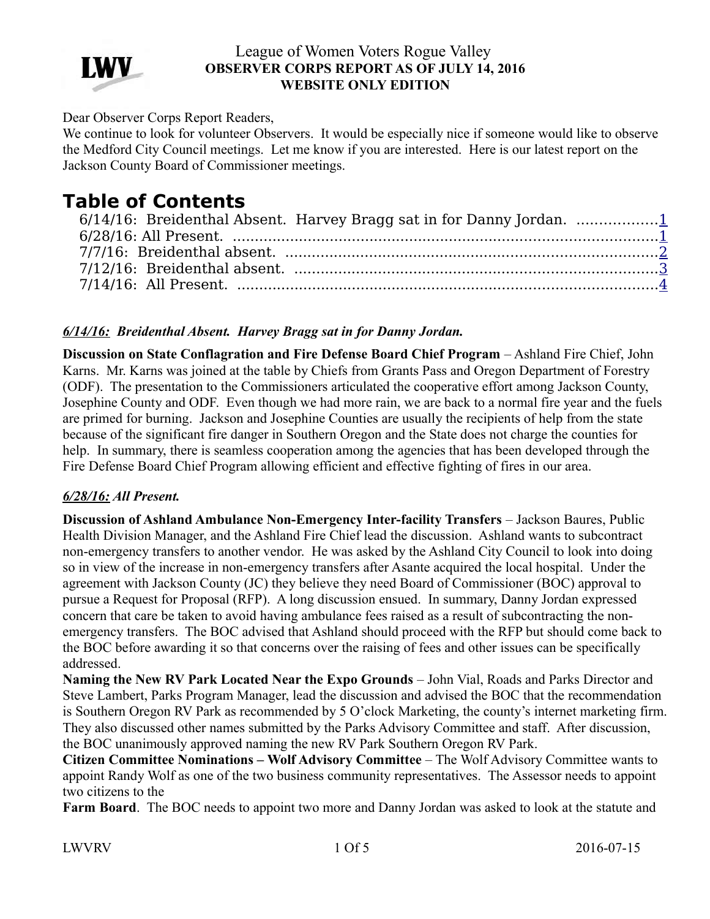League of Women Voters Rogue Valley
**OBSERVER CORPS REPORT AS OF JULY 14, 2016**
**WEBSITE ONLY EDITION**

Dear Observer Corps Report Readers,
We continue to look for volunteer Observers. It would be especially nice if someone would like to observe the Medford City Council meetings. Let me know if you are interested. Here is our latest report on the Jackson County Board of Commissioner meetings.

# Table of Contents

6/14/16: Breidenthal Absent. Harvey Bragg sat in for Danny Jordan. ..................1
6/28/16: All Present. ..................1
7/7/16: Breidenthal absent. ..................2
7/12/16: Breidenthal absent. ..................3
7/14/16: All Present. ..................4

***6/14/16:* *Breidenthal Absent. Harvey Bragg sat in for Danny Jordan.***

**Discussion on State Conflagration and Fire Defense Board Chief Program** – Ashland Fire Chief, John Karns. Mr. Karns was joined at the table by Chiefs from Grants Pass and Oregon Department of Forestry (ODF). The presentation to the Commissioners articulated the cooperative effort among Jackson County, Josephine County and ODF. Even though we had more rain, we are back to a normal fire year and the fuels are primed for burning. Jackson and Josephine Counties are usually the recipients of help from the state because of the significant fire danger in Southern Oregon and the State does not charge the counties for help. In summary, there is seamless cooperation among the agencies that has been developed through the Fire Defense Board Chief Program allowing efficient and effective fighting of fires in our area.

***6/28/16:* *All Present.***

**Discussion of Ashland Ambulance Non-Emergency Inter-facility Transfers** – Jackson Baures, Public Health Division Manager, and the Ashland Fire Chief lead the discussion. Ashland wants to subcontract non-emergency transfers to another vendor. He was asked by the Ashland City Council to look into doing so in view of the increase in non-emergency transfers after Asante acquired the local hospital. Under the agreement with Jackson County (JC) they believe they need Board of Commissioner (BOC) approval to pursue a Request for Proposal (RFP). A long discussion ensued. In summary, Danny Jordan expressed concern that care be taken to avoid having ambulance fees raised as a result of subcontracting the non-emergency transfers. The BOC advised that Ashland should proceed with the RFP but should come back to the BOC before awarding it so that concerns over the raising of fees and other issues can be specifically addressed.

**Naming the New RV Park Located Near the Expo Grounds** – John Vial, Roads and Parks Director and Steve Lambert, Parks Program Manager, lead the discussion and advised the BOC that the recommendation is Southern Oregon RV Park as recommended by 5 O'clock Marketing, the county's internet marketing firm. They also discussed other names submitted by the Parks Advisory Committee and staff. After discussion, the BOC unanimously approved naming the new RV Park Southern Oregon RV Park.

**Citizen Committee Nominations – Wolf Advisory Committee** – The Wolf Advisory Committee wants to appoint Randy Wolf as one of the two business community representatives. The Assessor needs to appoint two citizens to the

**Farm Board**. The BOC needs to appoint two more and Danny Jordan was asked to look at the statute and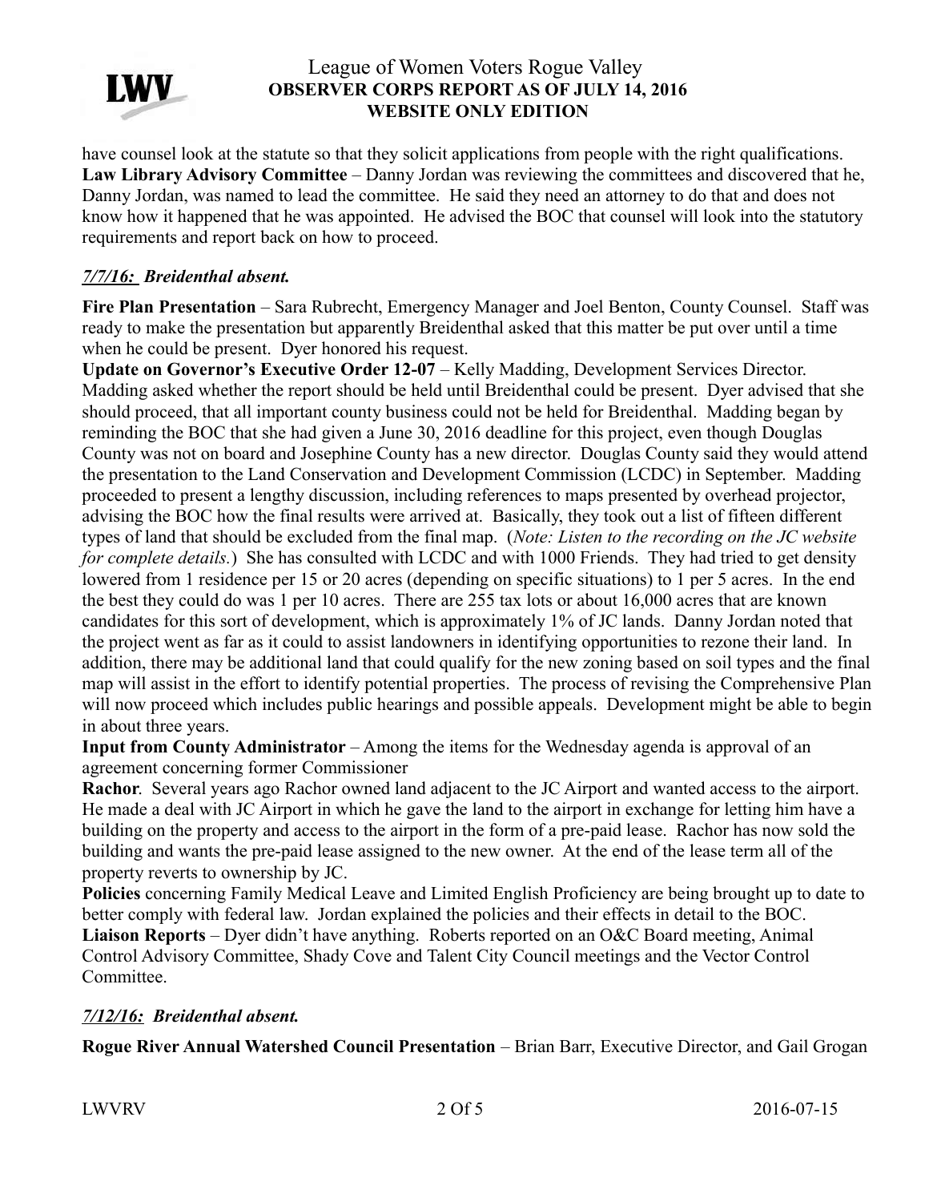have counsel look at the statute so that they solicit applications from people with the right qualifications.
**Law Library Advisory Committee** – Danny Jordan was reviewing the committees and discovered that he, Danny Jordan, was named to lead the committee. He said they need an attorney to do that and does not know how it happened that he was appointed. He advised the BOC that counsel will look into the statutory requirements and report back on how to proceed.

***7/7/16: Breidenthal absent.***

**Fire Plan Presentation** – Sara Rubrecht, Emergency Manager and Joel Benton, County Counsel. Staff was ready to make the presentation but apparently Breidenthal asked that this matter be put over until a time when he could be present. Dyer honored his request.
**Update on Governor's Executive Order 12-07** – Kelly Madding, Development Services Director. Madding asked whether the report should be held until Breidenthal could be present. Dyer advised that she should proceed, that all important county business could not be held for Breidenthal. Madding began by reminding the BOC that she had given a June 30, 2016 deadline for this project, even though Douglas County was not on board and Josephine County has a new director. Douglas County said they would attend the presentation to the Land Conservation and Development Commission (LCDC) in September. Madding proceeded to present a lengthy discussion, including references to maps presented by overhead projector, advising the BOC how the final results were arrived at. Basically, they took out a list of fifteen different types of land that should be excluded from the final map. (*Note: Listen to the recording on the JC website for complete details.*) She has consulted with LCDC and with 1000 Friends. They had tried to get density lowered from 1 residence per 15 or 20 acres (depending on specific situations) to 1 per 5 acres. In the end the best they could do was 1 per 10 acres. There are 255 tax lots or about 16,000 acres that are known candidates for this sort of development, which is approximately 1% of JC lands. Danny Jordan noted that the project went as far as it could to assist landowners in identifying opportunities to rezone their land. In addition, there may be additional land that could qualify for the new zoning based on soil types and the final map will assist in the effort to identify potential properties. The process of revising the Comprehensive Plan will now proceed which includes public hearings and possible appeals. Development might be able to begin in about three years.
**Input from County Administrator** – Among the items for the Wednesday agenda is approval of an agreement concerning former Commissioner
**Rachor**. Several years ago Rachor owned land adjacent to the JC Airport and wanted access to the airport. He made a deal with JC Airport in which he gave the land to the airport in exchange for letting him have a building on the property and access to the airport in the form of a pre-paid lease. Rachor has now sold the building and wants the pre-paid lease assigned to the new owner. At the end of the lease term all of the property reverts to ownership by JC.
**Policies** concerning Family Medical Leave and Limited English Proficiency are being brought up to date to better comply with federal law. Jordan explained the policies and their effects in detail to the BOC.
**Liaison Reports** – Dyer didn't have anything. Roberts reported on an O&C Board meeting, Animal Control Advisory Committee, Shady Cove and Talent City Council meetings and the Vector Control Committee.

***7/12/16: Breidenthal absent.***

**Rogue River Annual Watershed Council Presentation** – Brian Barr, Executive Director, and Gail Grogan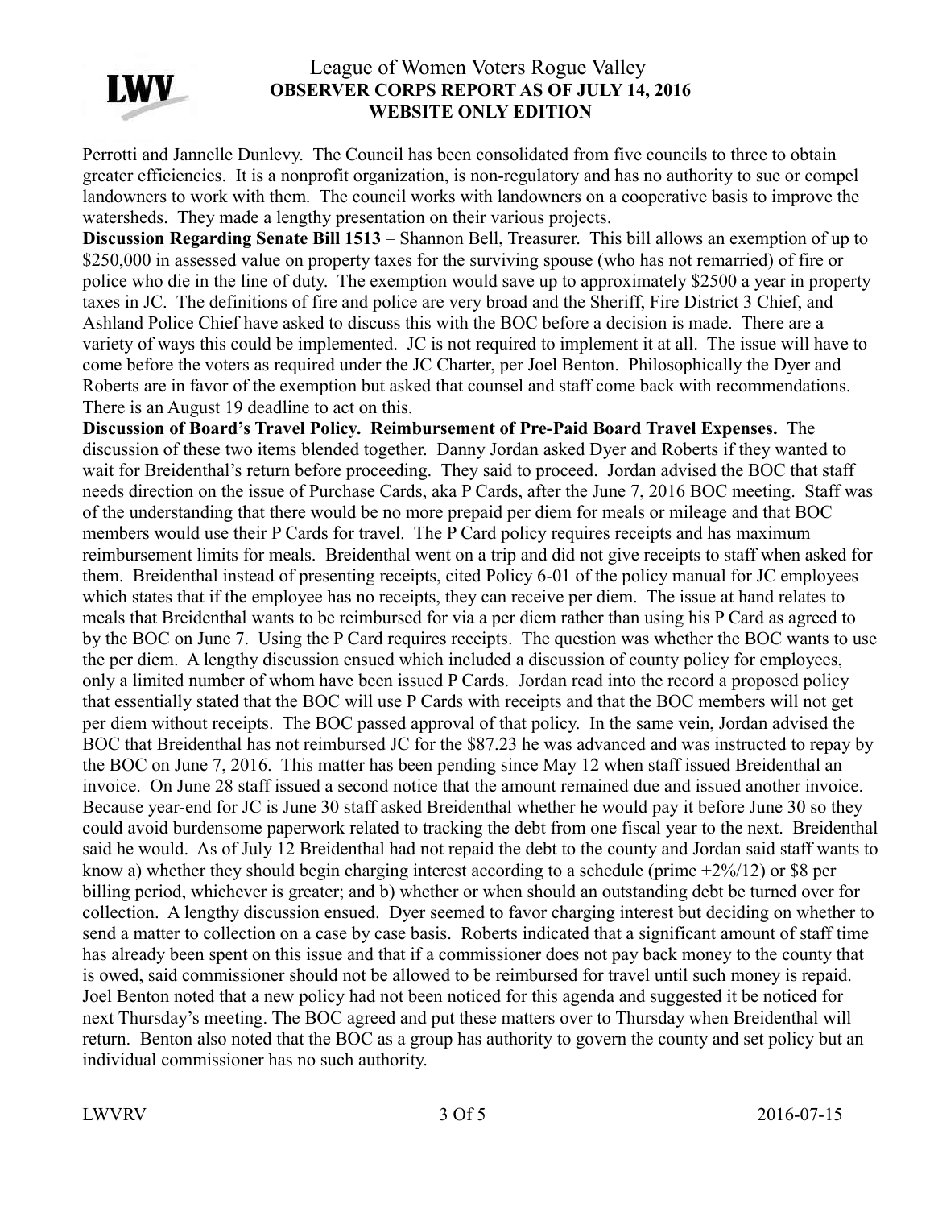Perrotti and Jannelle Dunlevy. The Council has been consolidated from five councils to three to obtain greater efficiencies. It is a nonprofit organization, is non-regulatory and has no authority to sue or compel landowners to work with them. The council works with landowners on a cooperative basis to improve the watersheds. They made a lengthy presentation on their various projects.

**Discussion Regarding Senate Bill 1513** – Shannon Bell, Treasurer. This bill allows an exemption of up to $250,000 in assessed value on property taxes for the surviving spouse (who has not remarried) of fire or police who die in the line of duty. The exemption would save up to approximately $2500 a year in property taxes in JC. The definitions of fire and police are very broad and the Sheriff, Fire District 3 Chief, and Ashland Police Chief have asked to discuss this with the BOC before a decision is made. There are a variety of ways this could be implemented. JC is not required to implement it at all. The issue will have to come before the voters as required under the JC Charter, per Joel Benton. Philosophically the Dyer and Roberts are in favor of the exemption but asked that counsel and staff come back with recommendations. There is an August 19 deadline to act on this.

**Discussion of Board's Travel Policy. Reimbursement of Pre-Paid Board Travel Expenses.** The discussion of these two items blended together. Danny Jordan asked Dyer and Roberts if they wanted to wait for Breidenthal's return before proceeding. They said to proceed. Jordan advised the BOC that staff needs direction on the issue of Purchase Cards, aka P Cards, after the June 7, 2016 BOC meeting. Staff was of the understanding that there would be no more prepaid per diem for meals or mileage and that BOC members would use their P Cards for travel. The P Card policy requires receipts and has maximum reimbursement limits for meals. Breidenthal went on a trip and did not give receipts to staff when asked for them. Breidenthal instead of presenting receipts, cited Policy 6-01 of the policy manual for JC employees which states that if the employee has no receipts, they can receive per diem. The issue at hand relates to meals that Breidenthal wants to be reimbursed for via a per diem rather than using his P Card as agreed to by the BOC on June 7. Using the P Card requires receipts. The question was whether the BOC wants to use the per diem. A lengthy discussion ensued which included a discussion of county policy for employees, only a limited number of whom have been issued P Cards. Jordan read into the record a proposed policy that essentially stated that the BOC will use P Cards with receipts and that the BOC members will not get per diem without receipts. The BOC passed approval of that policy. In the same vein, Jordan advised the BOC that Breidenthal has not reimbursed JC for the $87.23 he was advanced and was instructed to repay by the BOC on June 7, 2016. This matter has been pending since May 12 when staff issued Breidenthal an invoice. On June 28 staff issued a second notice that the amount remained due and issued another invoice. Because year-end for JC is June 30 staff asked Breidenthal whether he would pay it before June 30 so they could avoid burdensome paperwork related to tracking the debt from one fiscal year to the next. Breidenthal said he would. As of July 12 Breidenthal had not repaid the debt to the county and Jordan said staff wants to know a) whether they should begin charging interest according to a schedule (prime +2%/12) or $8 per billing period, whichever is greater; and b) whether or when should an outstanding debt be turned over for collection. A lengthy discussion ensued. Dyer seemed to favor charging interest but deciding on whether to send a matter to collection on a case by case basis. Roberts indicated that a significant amount of staff time has already been spent on this issue and that if a commissioner does not pay back money to the county that is owed, said commissioner should not be allowed to be reimbursed for travel until such money is repaid. Joel Benton noted that a new policy had not been noticed for this agenda and suggested it be noticed for next Thursday's meeting. The BOC agreed and put these matters over to Thursday when Breidenthal will return. Benton also noted that the BOC as a group has authority to govern the county and set policy but an individual commissioner has no such authority.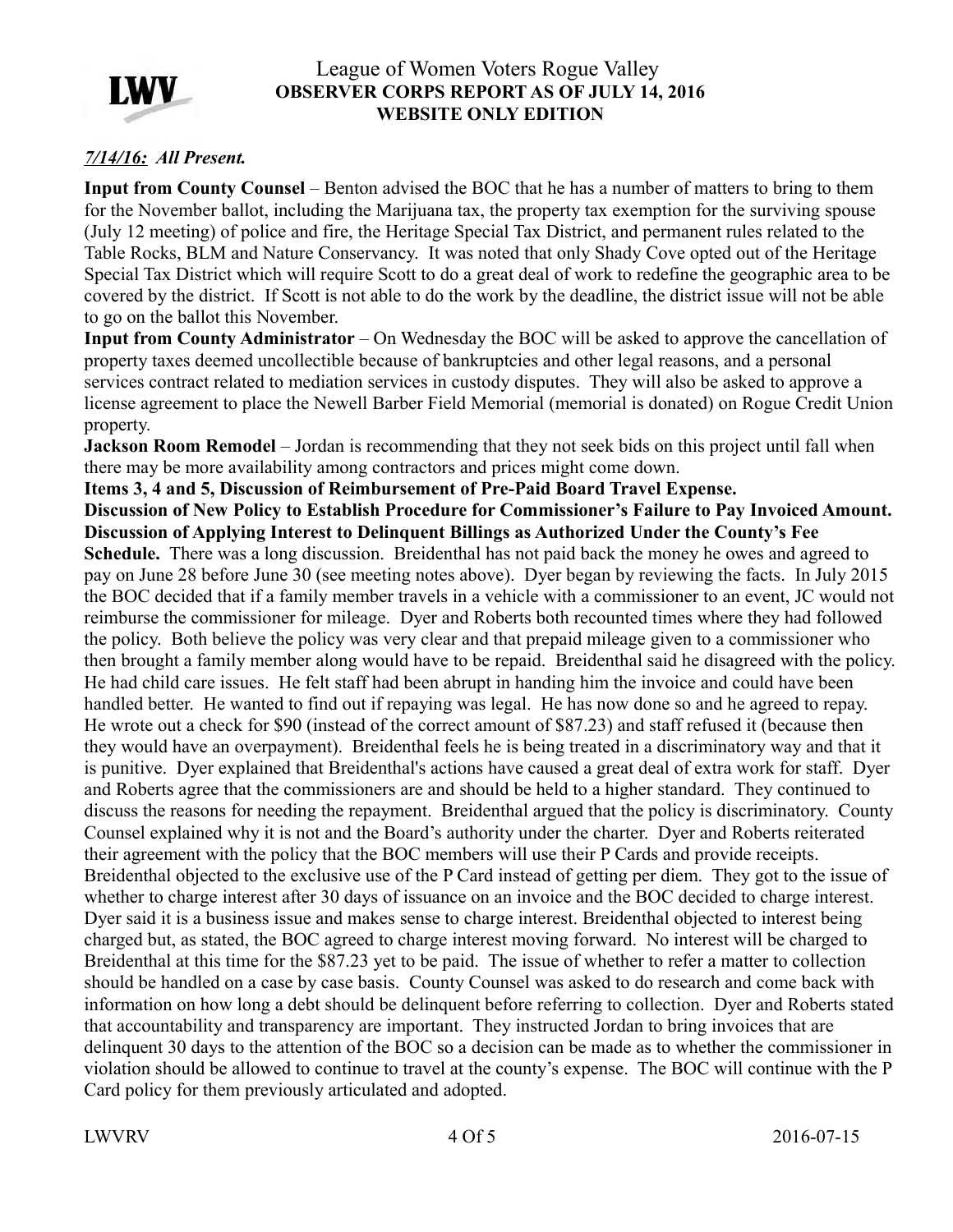League of Women Voters Rogue Valley
**OBSERVER CORPS REPORT AS OF JULY 14, 2016**
**WEBSITE ONLY EDITION**

***7/14/16:* *All Present.***

**Input from County Counsel** – Benton advised the BOC that he has a number of matters to bring to them for the November ballot, including the Marijuana tax, the property tax exemption for the surviving spouse (July 12 meeting) of police and fire, the Heritage Special Tax District, and permanent rules related to the Table Rocks, BLM and Nature Conservancy. It was noted that only Shady Cove opted out of the Heritage Special Tax District which will require Scott to do a great deal of work to redefine the geographic area to be covered by the district. If Scott is not able to do the work by the deadline, the district issue will not be able to go on the ballot this November.

**Input from County Administrator** – On Wednesday the BOC will be asked to approve the cancellation of property taxes deemed uncollectible because of bankruptcies and other legal reasons, and a personal services contract related to mediation services in custody disputes. They will also be asked to approve a license agreement to place the Newell Barber Field Memorial (memorial is donated) on Rogue Credit Union property.

**Jackson Room Remodel** – Jordan is recommending that they not seek bids on this project until fall when there may be more availability among contractors and prices might come down.

**Items 3, 4 and 5, Discussion of Reimbursement of Pre-Paid Board Travel Expense. Discussion of New Policy to Establish Procedure for Commissioner's Failure to Pay Invoiced Amount. Discussion of Applying Interest to Delinquent Billings as Authorized Under the County's Fee Schedule.** There was a long discussion. Breidenthal has not paid back the money he owes and agreed to pay on June 28 before June 30 (see meeting notes above). Dyer began by reviewing the facts. In July 2015 the BOC decided that if a family member travels in a vehicle with a commissioner to an event, JC would not reimburse the commissioner for mileage. Dyer and Roberts both recounted times where they had followed the policy. Both believe the policy was very clear and that prepaid mileage given to a commissioner who then brought a family member along would have to be repaid. Breidenthal said he disagreed with the policy. He had child care issues. He felt staff had been abrupt in handing him the invoice and could have been handled better. He wanted to find out if repaying was legal. He has now done so and he agreed to repay. He wrote out a check for $90 (instead of the correct amount of $87.23) and staff refused it (because then they would have an overpayment). Breidenthal feels he is being treated in a discriminatory way and that it is punitive. Dyer explained that Breidenthal's actions have caused a great deal of extra work for staff. Dyer and Roberts agree that the commissioners are and should be held to a higher standard. They continued to discuss the reasons for needing the repayment. Breidenthal argued that the policy is discriminatory. County Counsel explained why it is not and the Board's authority under the charter. Dyer and Roberts reiterated their agreement with the policy that the BOC members will use their P Cards and provide receipts. Breidenthal objected to the exclusive use of the P Card instead of getting per diem. They got to the issue of whether to charge interest after 30 days of issuance on an invoice and the BOC decided to charge interest. Dyer said it is a business issue and makes sense to charge interest. Breidenthal objected to interest being charged but, as stated, the BOC agreed to charge interest moving forward. No interest will be charged to Breidenthal at this time for the $87.23 yet to be paid. The issue of whether to refer a matter to collection should be handled on a case by case basis. County Counsel was asked to do research and come back with information on how long a debt should be delinquent before referring to collection. Dyer and Roberts stated that accountability and transparency are important. They instructed Jordan to bring invoices that are delinquent 30 days to the attention of the BOC so a decision can be made as to whether the commissioner in violation should be allowed to continue to travel at the county's expense. The BOC will continue with the P Card policy for them previously articulated and adopted.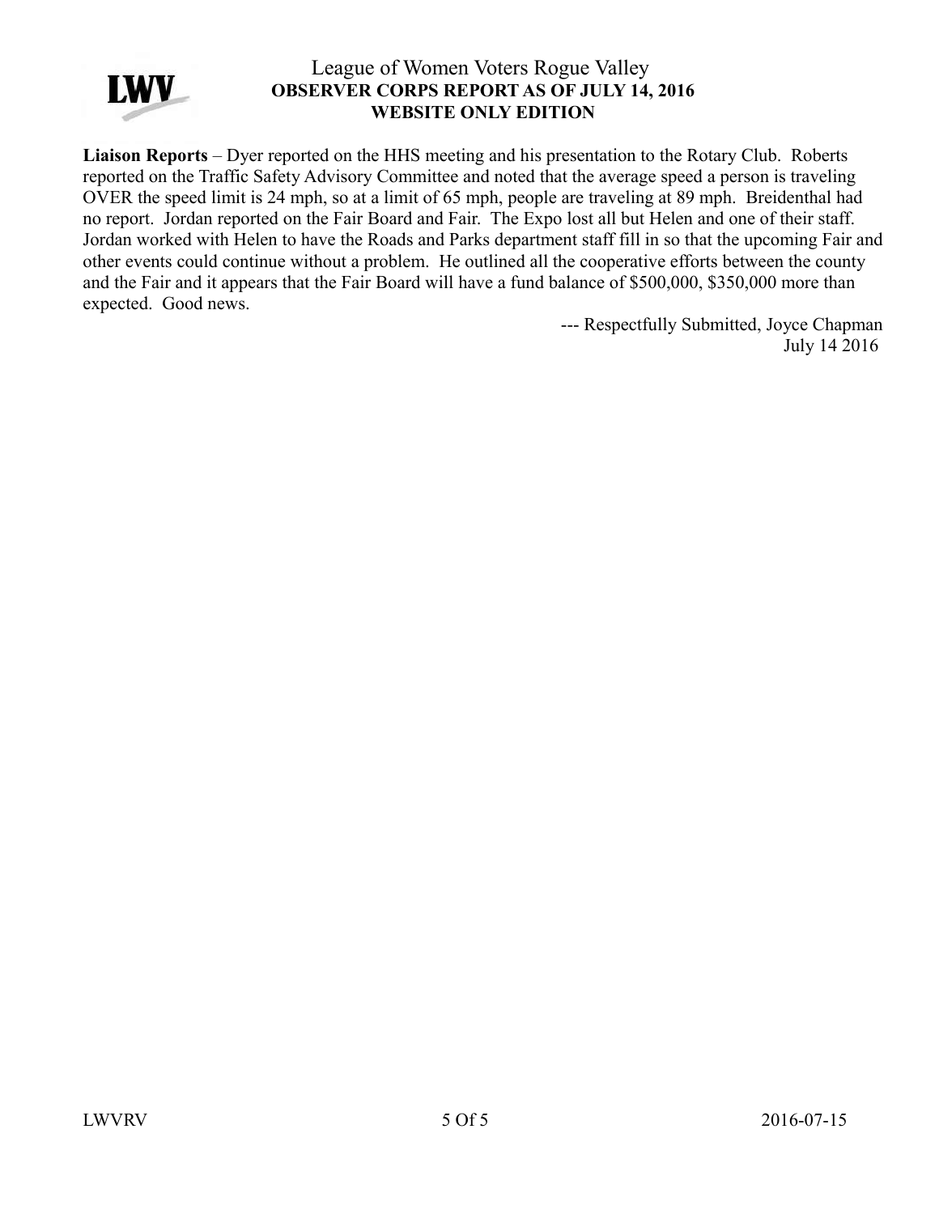League of Women Voters Rogue Valley
**OBSERVER CORPS REPORT AS OF JULY 14, 2016**
**WEBSITE ONLY EDITION**

**Liaison Reports** – Dyer reported on the HHS meeting and his presentation to the Rotary Club. Roberts reported on the Traffic Safety Advisory Committee and noted that the average speed a person is traveling OVER the speed limit is 24 mph, so at a limit of 65 mph, people are traveling at 89 mph. Breidenthal had no report. Jordan reported on the Fair Board and Fair. The Expo lost all but Helen and one of their staff. Jordan worked with Helen to have the Roads and Parks department staff fill in so that the upcoming Fair and other events could continue without a problem. He outlined all the cooperative efforts between the county and the Fair and it appears that the Fair Board will have a fund balance of $500,000, $350,000 more than expected. Good news.

--- Respectfully Submitted, Joyce Chapman
July 14 2016